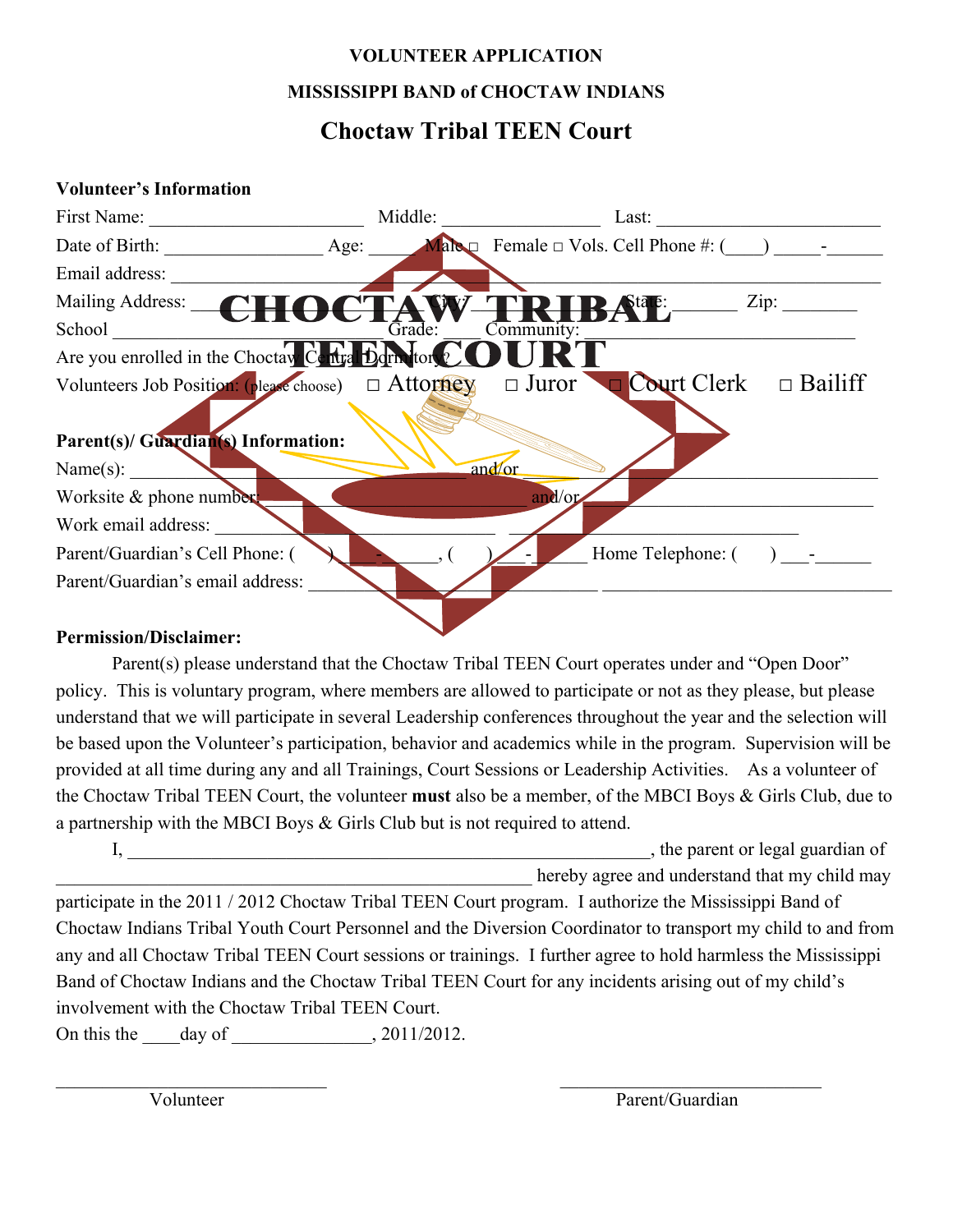**VOLUNTEER APPLICATION**

**MISSISSIPPI BAND of CHOCTAW INDIANS**

## Choctaw Tribal TEEN Court

**Volunteer's Information**

First Name: ______________________ Middle: ________________ Last: _______________________

Date of Birth: ________________ Age: _____ Male □ Female □ Vols. Cell Phone #: (____) _____-______

Email address: ______________________________________________________________________

Mailing Address: ______________________ City: ______________ State: _______ Zip: ________

School ______________________ Grade: ______ Community: ______________________________

Are you enrolled in the Choctaw Central Dormitory? ______

Volunteers Job Position: (please choose) □ Attorney □ Juror □ Court Clerk □ Bailiff

**Parent(s)/ Guardian(s) Information:**

Name(s): ______________________________ and/or ______________________________

Worksite & phone number: ______________________________ and/or ______________________________

Work email address: ______________________________ ______________________________

Parent/Guardian's Cell Phone: ( ) ___-_______, ( ) ___-______ Home Telephone: ( ) ___-______

Parent/Guardian's email address: ______________________________ ______________________________

**Permission/Disclaimer:**

Parent(s) please understand that the Choctaw Tribal TEEN Court operates under and "Open Door" policy. This is voluntary program, where members are allowed to participate or not as they please, but please understand that we will participate in several Leadership conferences throughout the year and the selection will be based upon the Volunteer's participation, behavior and academics while in the program. Supervision will be provided at all time during any and all Trainings, Court Sessions or Leadership Activities. As a volunteer of the Choctaw Tribal TEEN Court, the volunteer **must** also be a member, of the MBCI Boys & Girls Club, due to a partnership with the MBCI Boys & Girls Club but is not required to attend.

I, ____________________________________________________________, the parent or legal guardian of ____________________________________________________ hereby agree and understand that my child may participate in the 2011 / 2012 Choctaw Tribal TEEN Court program. I authorize the Mississippi Band of Choctaw Indians Tribal Youth Court Personnel and the Diversion Coordinator to transport my child to and from any and all Choctaw Tribal TEEN Court sessions or trainings. I further agree to hold harmless the Mississippi Band of Choctaw Indians and the Choctaw Tribal TEEN Court for any incidents arising out of my child's involvement with the Choctaw Tribal TEEN Court.

On this the ____day of _______________, 2011/2012.

______________________________ ______________________________

Volunteer Parent/Guardian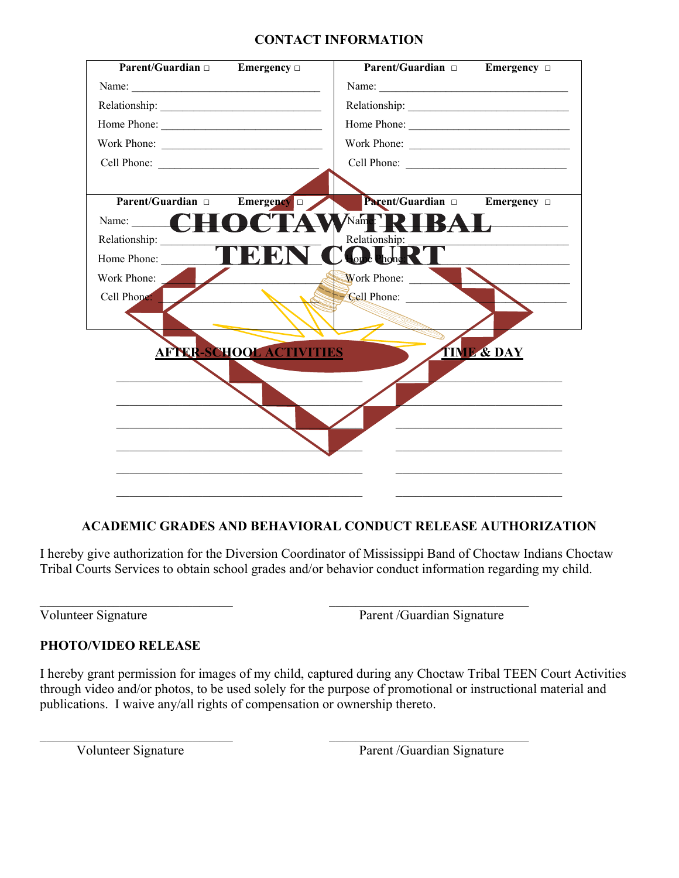## CONTACT INFORMATION

| Parent/Guardian □ Emergency □ | Parent/Guardian □ Emergency □ |
|---|---|
| Name: _______________ | Name: _______________ |
| Relationship: _______________ | Relationship: _______________ |
| Home Phone: _______________ | Home Phone: _______________ |
| Work Phone: _______________ | Work Phone: _______________ |
| Cell Phone: _______________ | Cell Phone: _______________ |
| **Parent/Guardian □ Emergency □** | **Parent/Guardian □ Emergency □** |
| Name: _______________ | Name: _______________ |
| Relationship: _______________ | Relationship: _______________ |
| Home Phone: _______________ | Home Phone: _______________ |
| Work Phone: _______________ | Work Phone: _______________ |
| Cell Phone: _______________ | Cell Phone: _______________ |

CHOCTAW TRIBAL TEEN COURT

| AFTER-SCHOOL ACTIVITIES | TIME & DAY |
|---|---|
| | |
| | |
| | |
| | |
| | |
| | |

## ACADEMIC GRADES AND BEHAVIORAL CONDUCT RELEASE AUTHORIZATION

I hereby give authorization for the Diversion Coordinator of Mississippi Band of Choctaw Indians Choctaw Tribal Courts Services to obtain school grades and/or behavior conduct information regarding my child.

_____________________________ _____________________________

Volunteer Signature Parent /Guardian Signature

## PHOTO/VIDEO RELEASE

I hereby grant permission for images of my child, captured during any Choctaw Tribal TEEN Court Activities through video and/or photos, to be used solely for the purpose of promotional or instructional material and publications. I waive any/all rights of compensation or ownership thereto.

_____________________________ _____________________________

Volunteer Signature Parent /Guardian Signature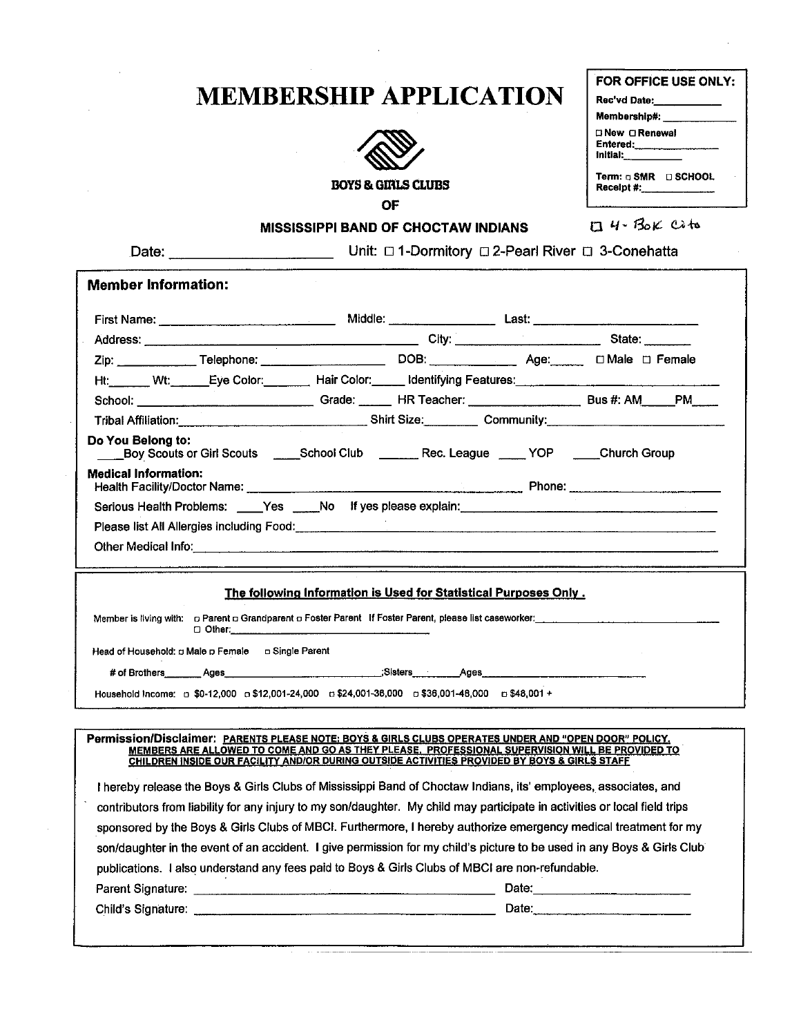# MEMBERSHIP APPLICATION

**FOR OFFICE USE ONLY:**
Rec'vd Date:__________
Membership#: __________
☐ New ☐ Renewal
Entered:__________
Initial:__________
Term: ☐ SMR ☐ SCHOOL
Receipt #:__________

**BOYS & GIRLS CLUBS**

**OF**

**MISSISSIPPI BAND OF CHOCTAW INDIANS** ☐ 4-Bok Cito

Date: ____________________ Unit: ☐ 1-Dormitory ☐ 2-Pearl River ☐ 3-Conehatta

## Member Information:

First Name: ____________________ Middle: ____________ Last: ____________________

Address: ________________________________ City: ________________ State: ______

Zip: __________ Telephone: ________________ DOB: ___________ Age: _____ ☐ Male ☐ Female

Ht: _____ Wt: _____ Eye Color: _______ Hair Color: _____ Identifying Features: ____________________

School: ____________________ Grade: _____ HR Teacher: ______________ Bus #: AM____ PM____

Tribal Affiliation: ____________________ Shirt Size: ________ Community: ____________________

**Do You Belong to:**
____ Boy Scouts or Girl Scouts ____ School Club ______ Rec. League ____ YOP ____ Church Group

**Medical Information:**
Health Facility/Doctor Name: ________________________________ Phone: ____________________

Serious Health Problems: ____Yes ____No If yes please explain: ________________________________

Please list All Allergies including Food: ________________________________________________

Other Medical Info: ________________________________________________________________

**The following Information is Used for Statistical Purposes Only .**

Member is living with: ☐ Parent ☐ Grandparent ☐ Foster Parent If Foster Parent, please list caseworker: ____________________
☐ Other: ____________________

Head of Household: ☐ Male ☐ Female ☐ Single Parent

# of Brothers______ Ages____________________;Sisters________Ages____________________

Household Income: ☐ $0-12,000 ☐ $12,001-24,000 ☐ $24,001-36,000 ☐ $36,001-48,000 ☐ $48,001 +

**Permission/Disclaimer:** **PARENTS PLEASE NOTE: BOYS & GIRLS CLUBS OPERATES UNDER AND "OPEN DOOR" POLICY. MEMBERS ARE ALLOWED TO COME AND GO AS THEY PLEASE. PROFESSIONAL SUPERVISION WILL BE PROVIDED TO CHILDREN INSIDE OUR FACILITY AND/OR DURING OUTSIDE ACTIVITIES PROVIDED BY BOYS & GIRLS STAFF**

I hereby release the Boys & Girls Clubs of Mississippi Band of Choctaw Indians, its' employees, associates, and contributors from liability for any injury to my son/daughter. My child may participate in activities or local field trips sponsored by the Boys & Girls Clubs of MBCI. Furthermore, I hereby authorize emergency medical treatment for my son/daughter in the event of an accident. I give permission for my child's picture to be used in any Boys & Girls Club publications. I also understand any fees paid to Boys & Girls Clubs of MBCI are non-refundable.

Parent Signature: ________________________________________ Date: ____________________

Child's Signature: ________________________________________ Date: ____________________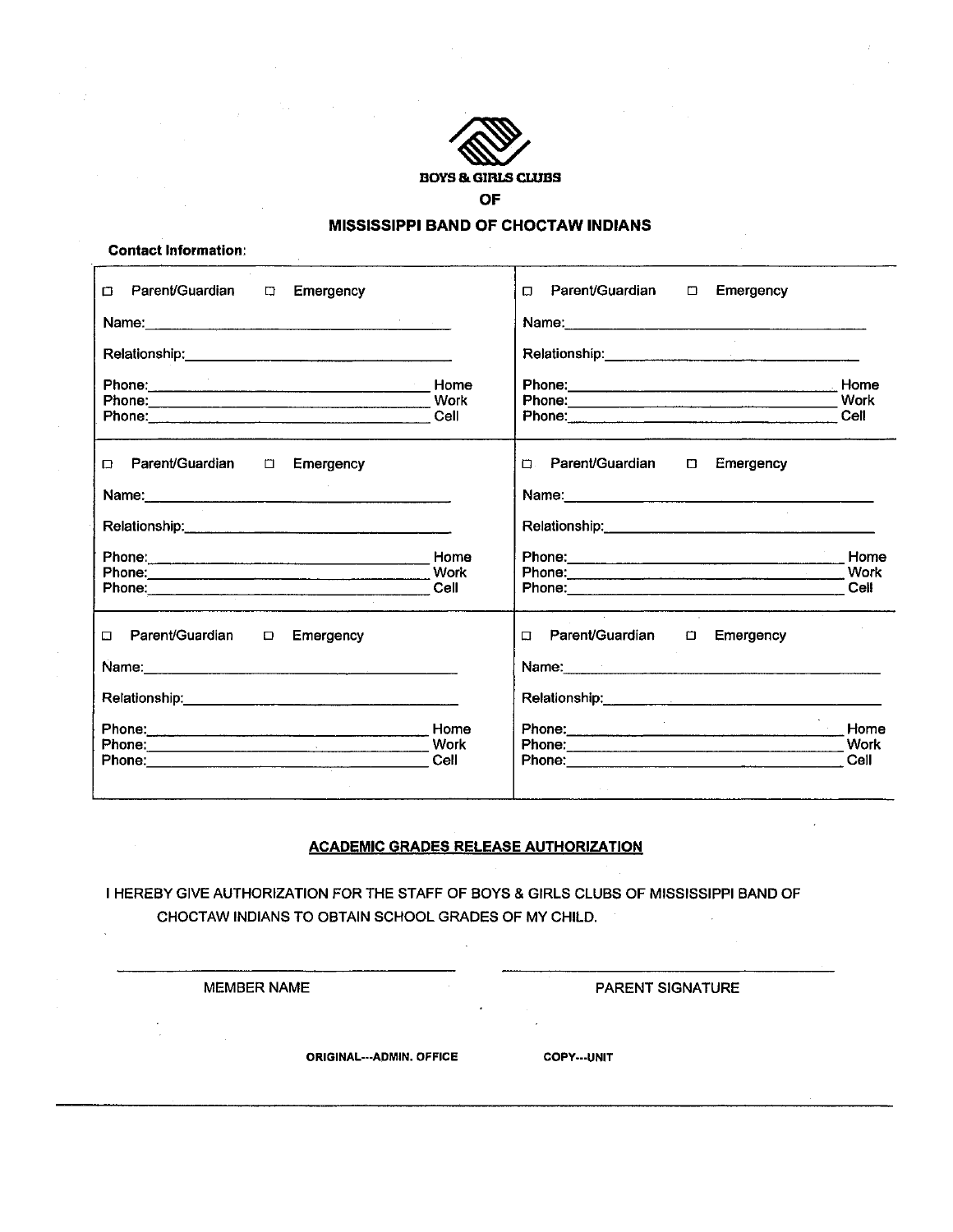**BOYS & GIRLS CLUBS**

**OF**

**MISSISSIPPI BAND OF CHOCTAW INDIANS**

**Contact Information:**

| | |
|---|---|
| ☐ Parent/Guardian ☐ Emergency<br><br>Name:\_\_\_\_\_\_\_\_\_\_\_\_\_\_\_\_\_\_\_\_<br><br>Relationship:\_\_\_\_\_\_\_\_\_\_\_\_\_\_\_\_<br><br>Phone:\_\_\_\_\_\_\_\_\_\_\_\_\_\_\_\_\_\_ Home<br>Phone:\_\_\_\_\_\_\_\_\_\_\_\_\_\_\_\_\_\_ Work<br>Phone:\_\_\_\_\_\_\_\_\_\_\_\_\_\_\_\_\_\_ Cell | ☐ Parent/Guardian ☐ Emergency<br><br>Name:\_\_\_\_\_\_\_\_\_\_\_\_\_\_\_\_\_\_\_\_<br><br>Relationship:\_\_\_\_\_\_\_\_\_\_\_\_\_\_\_\_<br><br>Phone:\_\_\_\_\_\_\_\_\_\_\_\_\_\_\_\_\_\_ Home<br>Phone:\_\_\_\_\_\_\_\_\_\_\_\_\_\_\_\_\_\_ Work<br>Phone:\_\_\_\_\_\_\_\_\_\_\_\_\_\_\_\_\_\_ Cell |
| ☐ Parent/Guardian ☐ Emergency<br><br>Name:\_\_\_\_\_\_\_\_\_\_\_\_\_\_\_\_\_\_\_\_<br><br>Relationship:\_\_\_\_\_\_\_\_\_\_\_\_\_\_\_\_<br><br>Phone:\_\_\_\_\_\_\_\_\_\_\_\_\_\_\_\_\_\_ Home<br>Phone:\_\_\_\_\_\_\_\_\_\_\_\_\_\_\_\_\_\_ Work<br>Phone:\_\_\_\_\_\_\_\_\_\_\_\_\_\_\_\_\_\_ Cell | ☐ Parent/Guardian ☐ Emergency<br><br>Name:\_\_\_\_\_\_\_\_\_\_\_\_\_\_\_\_\_\_\_\_<br><br>Relationship:\_\_\_\_\_\_\_\_\_\_\_\_\_\_\_\_<br><br>Phone:\_\_\_\_\_\_\_\_\_\_\_\_\_\_\_\_\_\_ Home<br>Phone:\_\_\_\_\_\_\_\_\_\_\_\_\_\_\_\_\_\_ Work<br>Phone:\_\_\_\_\_\_\_\_\_\_\_\_\_\_\_\_\_\_ Cell |
| ☐ Parent/Guardian ☐ Emergency<br><br>Name:\_\_\_\_\_\_\_\_\_\_\_\_\_\_\_\_\_\_\_\_<br><br>Relationship:\_\_\_\_\_\_\_\_\_\_\_\_\_\_\_\_<br><br>Phone:\_\_\_\_\_\_\_\_\_\_\_\_\_\_\_\_\_\_ Home<br>Phone:\_\_\_\_\_\_\_\_\_\_\_\_\_\_\_\_\_\_ Work<br>Phone:\_\_\_\_\_\_\_\_\_\_\_\_\_\_\_\_\_\_ Cell | ☐ Parent/Guardian ☐ Emergency<br><br>Name:\_\_\_\_\_\_\_\_\_\_\_\_\_\_\_\_\_\_\_\_<br><br>Relationship:\_\_\_\_\_\_\_\_\_\_\_\_\_\_\_\_<br><br>Phone:\_\_\_\_\_\_\_\_\_\_\_\_\_\_\_\_\_\_ Home<br>Phone:\_\_\_\_\_\_\_\_\_\_\_\_\_\_\_\_\_\_ Work<br>Phone:\_\_\_\_\_\_\_\_\_\_\_\_\_\_\_\_\_\_ Cell |

## ACADEMIC GRADES RELEASE AUTHORIZATION

I HEREBY GIVE AUTHORIZATION FOR THE STAFF OF BOYS & GIRLS CLUBS OF MISSISSIPPI BAND OF CHOCTAW INDIANS TO OBTAIN SCHOOL GRADES OF MY CHILD.

\_\_\_\_\_\_\_\_\_\_\_\_\_\_\_\_\_\_\_\_\_\_\_\_\_\_\_\_\_\_ \_\_\_\_\_\_\_\_\_\_\_\_\_\_\_\_\_\_\_\_\_\_\_\_\_\_\_\_\_\_

MEMBER NAME PARENT SIGNATURE

**ORIGINAL---ADMIN. OFFICE** **COPY---UNIT**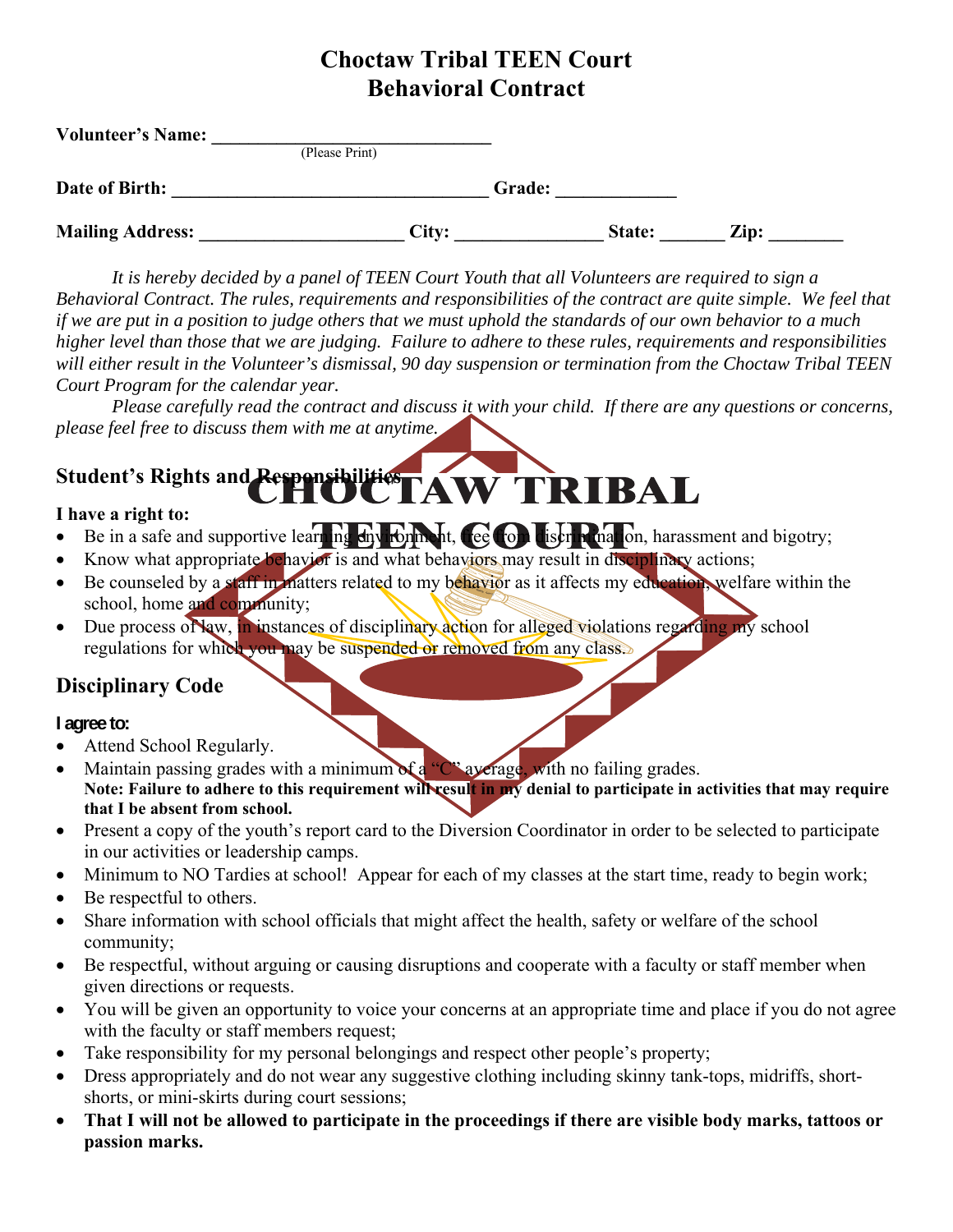# Choctaw Tribal TEEN Court
# Behavioral Contract

**Volunteer's Name:** ______________________________
(Please Print)

**Date of Birth:** __________________________________ **Grade:** ____________

**Mailing Address:** _____________________ **City:** _______________ **State:** _______ **Zip:** ________

*It is hereby decided by a panel of TEEN Court Youth that all Volunteers are required to sign a Behavioral Contract. The rules, requirements and responsibilities of the contract are quite simple. We feel that if we are put in a position to judge others that we must uphold the standards of our own behavior to a much higher level than those that we are judging. Failure to adhere to these rules, requirements and responsibilities will either result in the Volunteer's dismissal, 90 day suspension or termination from the Choctaw Tribal TEEN Court Program for the calendar year.*

*Please carefully read the contract and discuss it with your child. If there are any questions or concerns, please feel free to discuss them with me at anytime.*

## Student's Rights and Responsibilities

**I have a right to:**

- Be in a safe and supportive learning environment, free from discrimination, harassment and bigotry;
- Know what appropriate behavior is and what behaviors may result in disciplinary actions;
- Be counseled by a staff in matters related to my behavior as it affects my education, welfare within the school, home and community;
- Due process of law, in instances of disciplinary action for alleged violations regarding my school regulations for which you may be suspended or removed from any class.

## Disciplinary Code

**I agree to:**

- Attend School Regularly.
- Maintain passing grades with a minimum of a "C" average, with no failing grades.
  **Note: Failure to adhere to this requirement will result in my denial to participate in activities that may require that I be absent from school.**
- Present a copy of the youth's report card to the Diversion Coordinator in order to be selected to participate in our activities or leadership camps.
- Minimum to NO Tardies at school! Appear for each of my classes at the start time, ready to begin work;
- Be respectful to others.
- Share information with school officials that might affect the health, safety or welfare of the school community;
- Be respectful, without arguing or causing disruptions and cooperate with a faculty or staff member when given directions or requests.
- You will be given an opportunity to voice your concerns at an appropriate time and place if you do not agree with the faculty or staff members request;
- Take responsibility for my personal belongings and respect other people's property;
- Dress appropriately and do not wear any suggestive clothing including skinny tank-tops, midriffs, short-shorts, or mini-skirts during court sessions;
- **That I will not be allowed to participate in the proceedings if there are visible body marks, tattoos or passion marks.**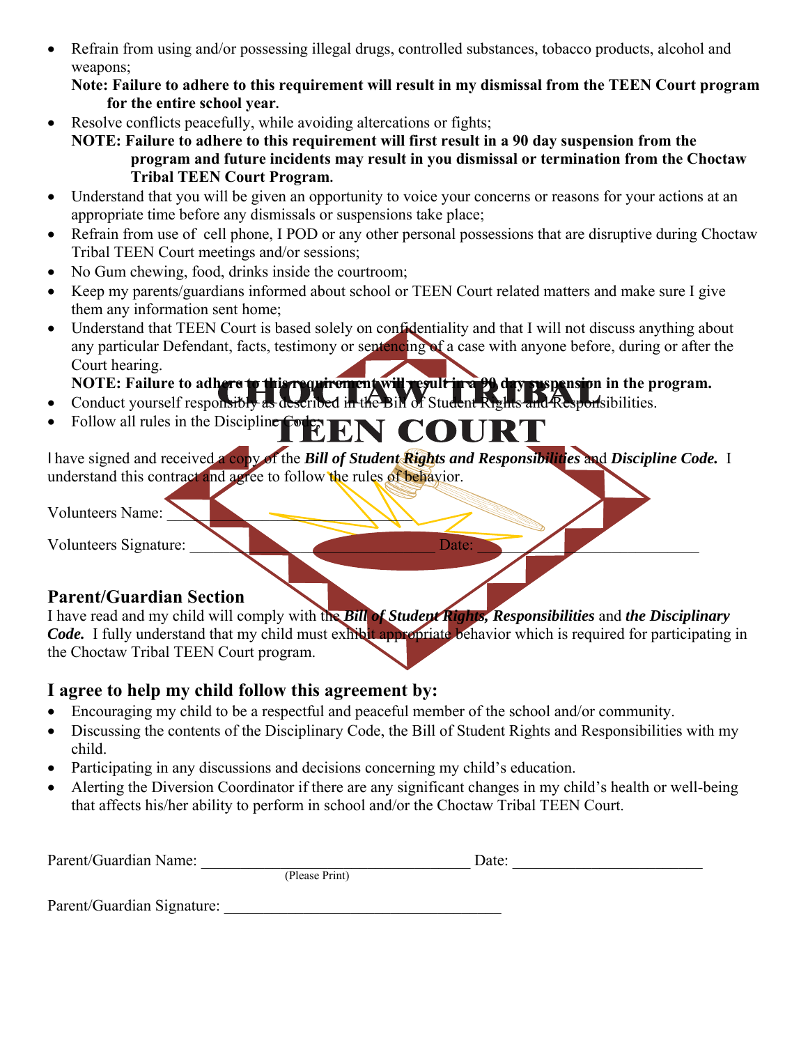- Refrain from using and/or possessing illegal drugs, controlled substances, tobacco products, alcohol and weapons;

  **Note: Failure to adhere to this requirement will result in my dismissal from the TEEN Court program for the entire school year.**
- Resolve conflicts peacefully, while avoiding altercations or fights;

  **NOTE: Failure to adhere to this requirement will first result in a 90 day suspension from the program and future incidents may result in you dismissal or termination from the Choctaw Tribal TEEN Court Program.**
- Understand that you will be given an opportunity to voice your concerns or reasons for your actions at an appropriate time before any dismissals or suspensions take place;
- Refrain from use of cell phone, I POD or any other personal possessions that are disruptive during Choctaw Tribal TEEN Court meetings and/or sessions;
- No Gum chewing, food, drinks inside the courtroom;
- Keep my parents/guardians informed about school or TEEN Court related matters and make sure I give them any information sent home;
- Understand that TEEN Court is based solely on confidentiality and that I will not discuss anything about any particular Defendant, facts, testimony or sentencing of a case with anyone before, during or after the Court hearing.

  **NOTE: Failure to adhere to this requirement will result in a 90 day suspension in the program.**
- Conduct yourself responsibly as described in the Bill of Student Rights and Responsibilities.
- Follow all rules in the Discipline Code.

I have signed and received a copy of the ***Bill of Student Rights and Responsibilities*** and ***Discipline Code.*** I understand this contract and agree to follow the rules of behavior.

Volunteers Name: ________________________________

Volunteers Signature: ________________________________ Date: ________________________________

## Parent/Guardian Section

I have read and my child will comply with the ***Bill of Student Rights, Responsibilities*** and ***the Disciplinary Code.*** I fully understand that my child must exhibit appropriate behavior which is required for participating in the Choctaw Tribal TEEN Court program.

## I agree to help my child follow this agreement by:

- Encouraging my child to be a respectful and peaceful member of the school and/or community.
- Discussing the contents of the Disciplinary Code, the Bill of Student Rights and Responsibilities with my child.
- Participating in any discussions and decisions concerning my child's education.
- Alerting the Diversion Coordinator if there are any significant changes in my child's health or well-being that affects his/her ability to perform in school and/or the Choctaw Tribal TEEN Court.

Parent/Guardian Name: ________________________________ Date: ________________________
(Please Print)

Parent/Guardian Signature: ________________________________